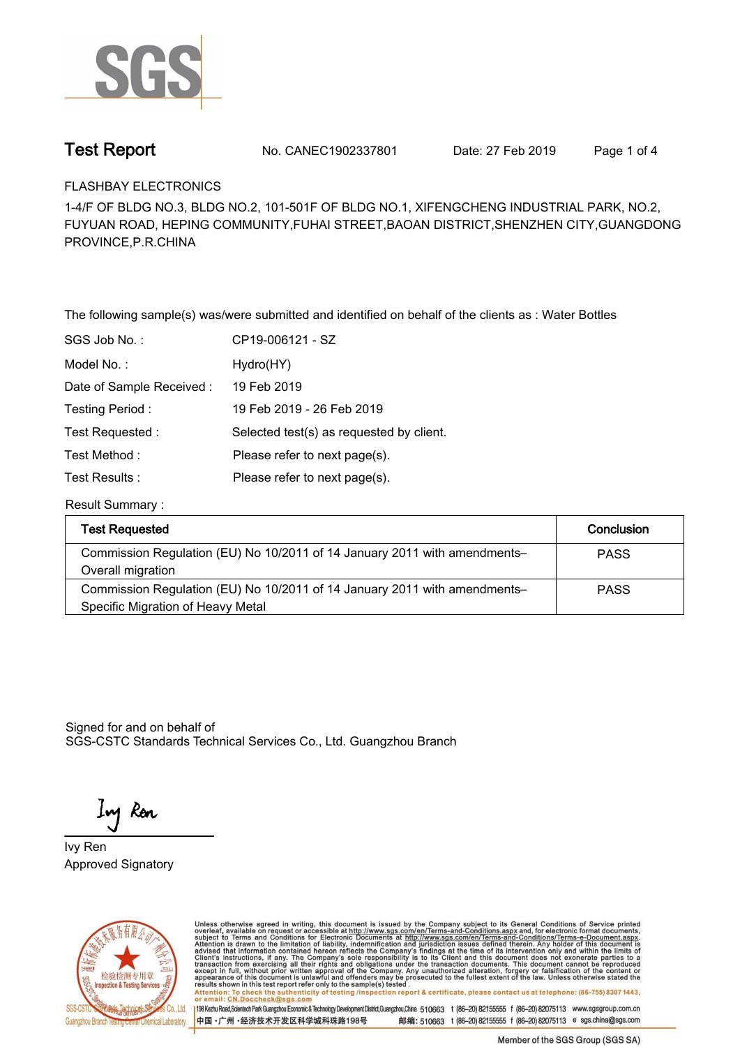SGS

# Test Report

No. CANEC1902337801 Date: 27 Feb 2019

FLASHBAY ELECTRONICS

1-4/F OF BLDG NO.3, BLDG NO.2, 101-501F OF BLDG NO.1, XIFENGCHENG INDUSTRIAL PARK, NO.2, FUYUAN ROAD, HEPING COMMUNITY,FUHAI STREET,BAOAN DISTRICT,SHENZHEN CITY,GUANGDONG PROVINCE,P.R.CHINA

The following sample(s) was/were submitted and identified on behalf of the clients as : Water Bottles

| | |
|---|---|
| SGS Job No. : | CP19-006121 - SZ |
| Model No. : | Hydro(HY) |
| Date of Sample Received : | 19 Feb 2019 |
| Testing Period : | 19 Feb 2019 - 26 Feb 2019 |
| Test Requested : | Selected test(s) as requested by client. |
| Test Method : | Please refer to next page(s). |
| Test Results : | Please refer to next page(s). |

Result Summary :

| Test Requested | Conclusion |
|---|---|
| Commission Regulation (EU) No 10/2011 of 14 January 2011 with amendments– Overall migration | PASS |
| Commission Regulation (EU) No 10/2011 of 14 January 2011 with amendments– Specific Migration of Heavy Metal | PASS |

Signed for and on behalf of
SGS-CSTC Standards Technical Services Co., Ltd. Guangzhou Branch

Ivy Ren
Approved Signatory

Unless otherwise agreed in writing, this document is issued by the Company subject to its General Conditions of Service printed overleaf, available on request or accessible at http://www.sgs.com/en/Terms-and-Conditions.aspx and, for electronic format documents, subject to Terms and Conditions for Electronic Documents at http://www.sgs.com/en/Terms-and-Conditions/Terms-e-Document.aspx. Attention is drawn to the limitation of liability, indemnification and jurisdiction issues defined therein. Any holder of this document is advised that information contained hereon reflects the Company's findings at the time of its intervention only and within the limits of Client's instructions, if any. The Company's sole responsibility is to its Client and this document does not exonerate parties to a transaction from exercising all their rights and obligations under the transaction documents. This document cannot be reproduced except in full, without prior written approval of the Company. Any unauthorized alteration, forgery or falsification of the content or appearance of this document is unlawful and offenders may be prosecuted to the fullest extent of the law. Unless otherwise stated the results shown in this test report refer only to the sample(s) tested .
Attention: To check the authenticity of testing /inspection report & certificate, please contact us at telephone: (86-755) 8307 1443, or email: CN.Doccheck@sgs.com

198 Kezhu Road,Scientech Park Guangzhou Economic & Technology Development District,Guangzhou,China 510663 t (86–20) 82155555 f (86–20) 82075113 www.sgsgroup.com.cn
中国 · 广州 · 经济技术开发区科学城科珠路198号 邮编: 510663 t (86–20) 82155555 f (86–20) 82075113 e sgs.china@sgs.com

Member of the SGS Group (SGS SA)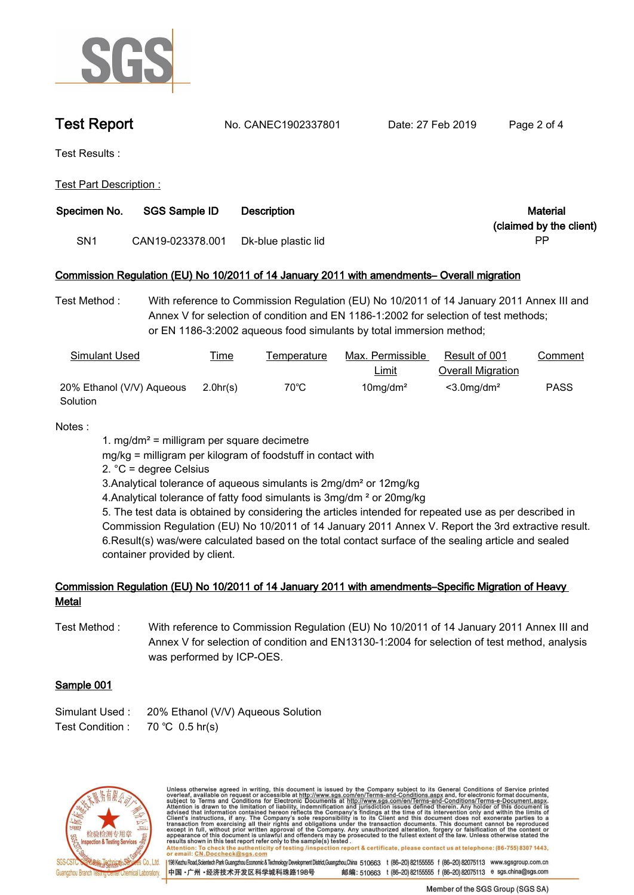**Test Report** No. CANEC1902337801 Date: 27 Feb 2019

Test Results :

Test Part Description :

| Specimen No. | SGS Sample ID | Description | Material (claimed by the client) |
|---|---|---|---|
| SN1 | CAN19-023378.001 | Dk-blue plastic lid | PP |

## Commission Regulation (EU) No 10/2011 of 14 January 2011 with amendments– Overall migration

Test Method : With reference to Commission Regulation (EU) No 10/2011 of 14 January 2011 Annex III and Annex V for selection of condition and EN 1186-1:2002 for selection of test methods; or EN 1186-3:2002 aqueous food simulants by total immersion method;

| Simulant Used | Time | Temperature | Max. Permissible Limit | Result of 001 Overall Migration | Comment |
|---|---|---|---|---|---|
| 20% Ethanol (V/V) Aqueous Solution | 2.0hr(s) | 70℃ | 10mg/dm² | <3.0mg/dm² | PASS |

Notes :

1. mg/dm² = milligram per square decimetre
   mg/kg = milligram per kilogram of foodstuff in contact with
2. °C = degree Celsius
3. Analytical tolerance of aqueous simulants is 2mg/dm² or 12mg/kg
4. Analytical tolerance of fatty food simulants is 3mg/dm ² or 20mg/kg
5. The test data is obtained by considering the articles intended for repeated use as per described in Commission Regulation (EU) No 10/2011 of 14 January 2011 Annex V. Report the 3rd extractive result.
6. Result(s) was/were calculated based on the total contact surface of the sealing article and sealed container provided by client.

## Commission Regulation (EU) No 10/2011 of 14 January 2011 with amendments–Specific Migration of Heavy Metal

Test Method : With reference to Commission Regulation (EU) No 10/2011 of 14 January 2011 Annex III and Annex V for selection of condition and EN13130-1:2004 for selection of test method, analysis was performed by ICP-OES.

### Sample 001

Simulant Used : 20% Ethanol (V/V) Aqueous Solution
Test Condition : 70 ℃ 0.5 hr(s)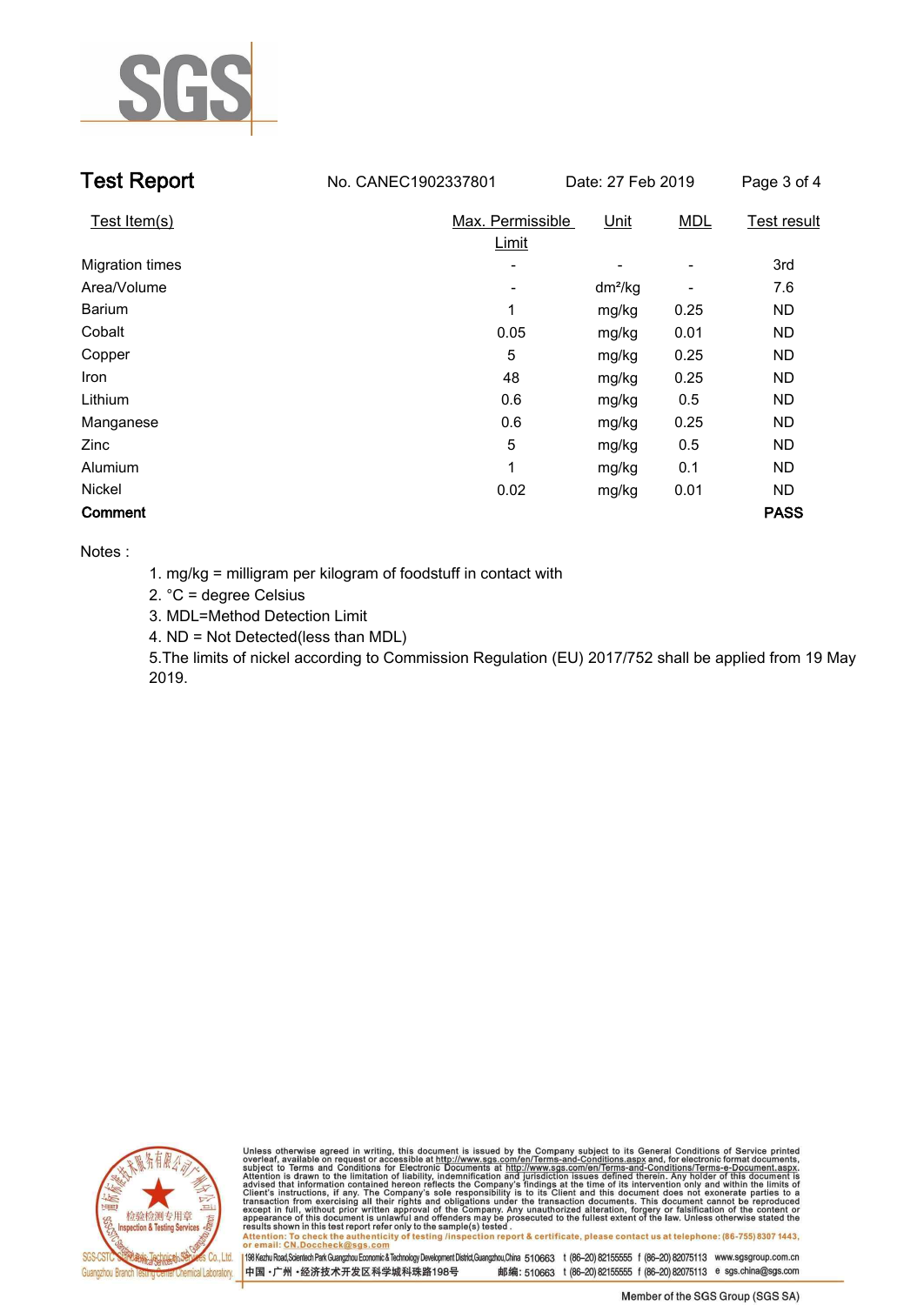## Test Report

No. CANEC1902337801 Date: 27 Feb 2019

| Test Item(s) | Max. Permissible Limit | Unit | MDL | Test result |
|---|---|---|---|---|
| Migration times | - | - | - | 3rd |
| Area/Volume | - | dm²/kg | - | 7.6 |
| Barium | 1 | mg/kg | 0.25 | ND |
| Cobalt | 0.05 | mg/kg | 0.01 | ND |
| Copper | 5 | mg/kg | 0.25 | ND |
| Iron | 48 | mg/kg | 0.25 | ND |
| Lithium | 0.6 | mg/kg | 0.5 | ND |
| Manganese | 0.6 | mg/kg | 0.25 | ND |
| Zinc | 5 | mg/kg | 0.5 | ND |
| Alumium | 1 | mg/kg | 0.1 | ND |
| Nickel | 0.02 | mg/kg | 0.01 | ND |
| **Comment** | | | | **PASS** |

Notes :

1. mg/kg = milligram per kilogram of foodstuff in contact with
2. °C = degree Celsius
3. MDL=Method Detection Limit
4. ND = Not Detected(less than MDL)
5. The limits of nickel according to Commission Regulation (EU) 2017/752 shall be applied from 19 May 2019.

Unless otherwise agreed in writing, this document is issued by the Company subject to its General Conditions of Service printed overleaf, available on request or accessible at http://www.sgs.com/en/Terms-and-Conditions.aspx and, for electronic format documents, subject to Terms and Conditions for Electronic Documents at http://www.sgs.com/en/Terms-and-Conditions/Terms-e-Document.aspx. Attention is drawn to the limitation of liability, indemnification and jurisdiction issues defined therein. Any holder of this document is advised that information contained hereon reflects the Company's findings at the time of its intervention only and within the limits of Client's instructions, if any. The Company's sole responsibility is to its Client and this document does not exonerate parties to a transaction from exercising all their rights and obligations under the transaction documents. This document cannot be reproduced except in full, without prior written approval of the Company. Any unauthorized alteration, forgery or falsification of the content or appearance of this document is unlawful and offenders may be prosecuted to the fullest extent of the law. Unless otherwise stated the results shown in this test report refer only to the sample(s) tested.

Attention: To check the authenticity of testing /inspection report & certificate, please contact us at telephone: (86-755) 8307 1443, or email: CN.Doccheck@sgs.com

SGS-CSTC Standards Technical Services Co., Ltd. Guangzhou Branch Testing Center Chemical Laboratory

198 Kezhu Road,Scientech Park Guangzhou Economic & Technology Development District,Guangzhou,China 510663 t (86-20) 82155555 f (86-20) 82075113 www.sgsgroup.com.cn

中国・广州・经济技术开发区科学城科珠路198号 邮编: 510663 t (86-20) 82155555 f (86-20) 82075113 e sgs.china@sgs.com

Member of the SGS Group (SGS SA)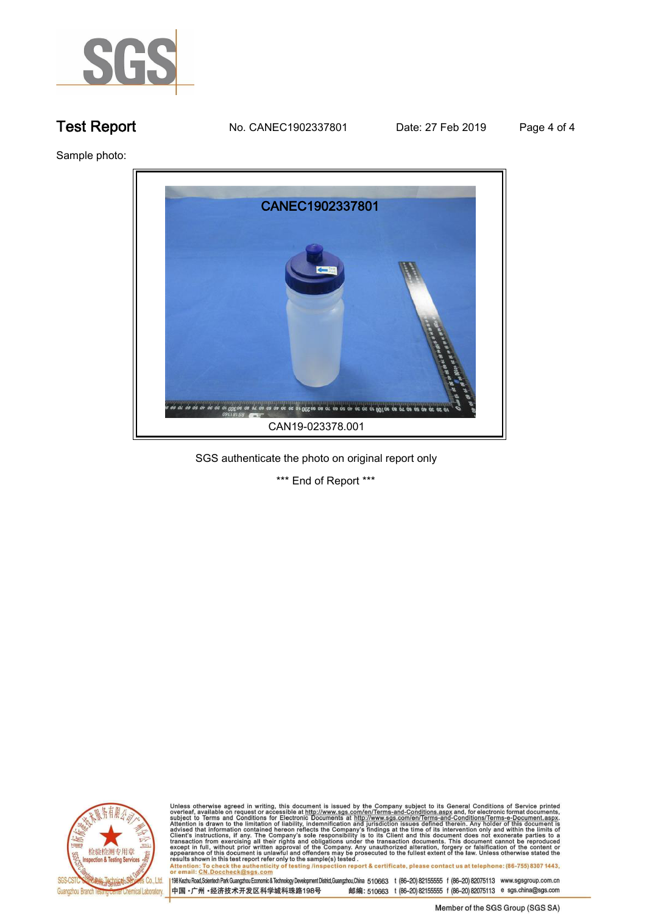**Test Report** No. CANEC1902337801 Date: 27 Feb 2019

Sample photo:

CANEC1902337801

CAN19-023378.001

SGS authenticate the photo on original report only

*** End of Report ***

Unless otherwise agreed in writing, this document is issued by the Company subject to its General Conditions of Service printed overleaf, available on request or accessible at http://www.sgs.com/en/Terms-and-Conditions.aspx and, for electronic format documents, subject to Terms and Conditions for Electronic Documents at http://www.sgs.com/en/Terms-and-Conditions/Terms-e-Document.aspx. Attention is drawn to the limitation of liability, indemnification and jurisdiction issues defined therein. Any holder of this document is advised that information contained hereon reflects the Company's findings at the time of its intervention only and within the limits of Client's instructions, if any. The Company's sole responsibility is to its Client and this document does not exonerate parties to a transaction from exercising all their rights and obligations under the transaction documents. This document cannot be reproduced except in full, without prior written approval of the Company. Any unauthorized alteration, forgery or falsification of the content or appearance of this document is unlawful and offenders may be prosecuted to the fullest extent of the law. Unless otherwise stated the results shown in this test report refer only to the sample(s) tested.

Attention: To check the authenticity of testing /inspection report & certificate, please contact us at telephone: (86-755) 8307 1443, or email: CN.Doccheck@sgs.com

SGS-CSTC Standards Technical Services Co., Ltd. Guangzhou Branch Testing Center Chemical Laboratory.

198 Kezhu Road,Scientech Park Guangzhou Economic & Technology Development District,Guangzhou,China 510663 t (86–20) 82155555 f (86–20) 82075113 www.sgsgroup.com.cn

中国・广州・经济技术开发区科学城科珠路198号 邮编: 510663 t (86–20) 82155555 f (86–20) 82075113 e sgs.china@sgs.com

Member of the SGS Group (SGS SA)